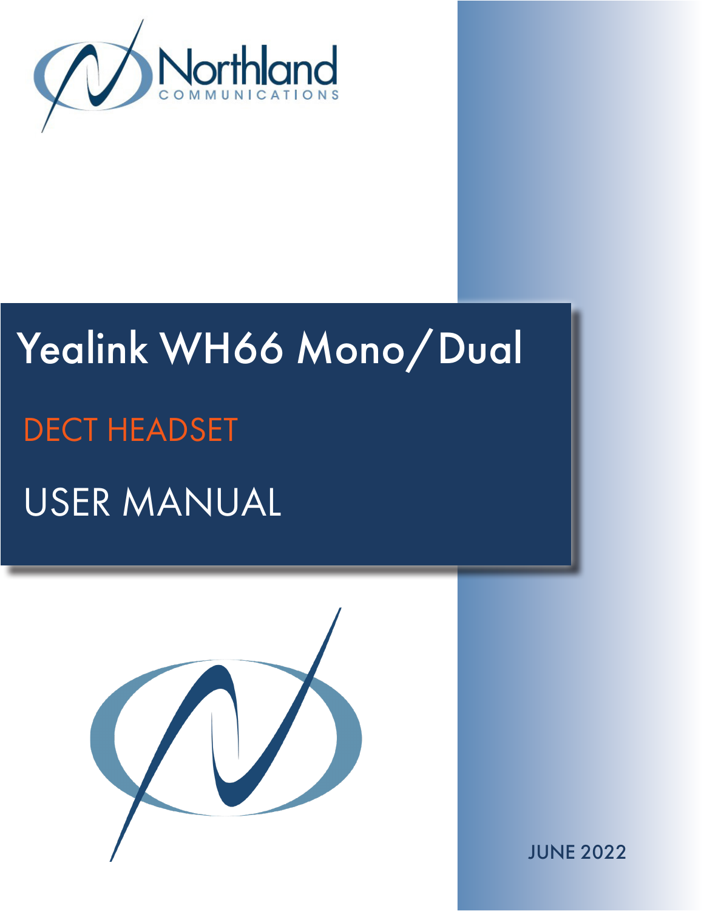Northland
COMMUNICATIONS

# Yealink WH66 Mono/Dual

## DECT HEADSET

## USER MANUAL

JUNE 2022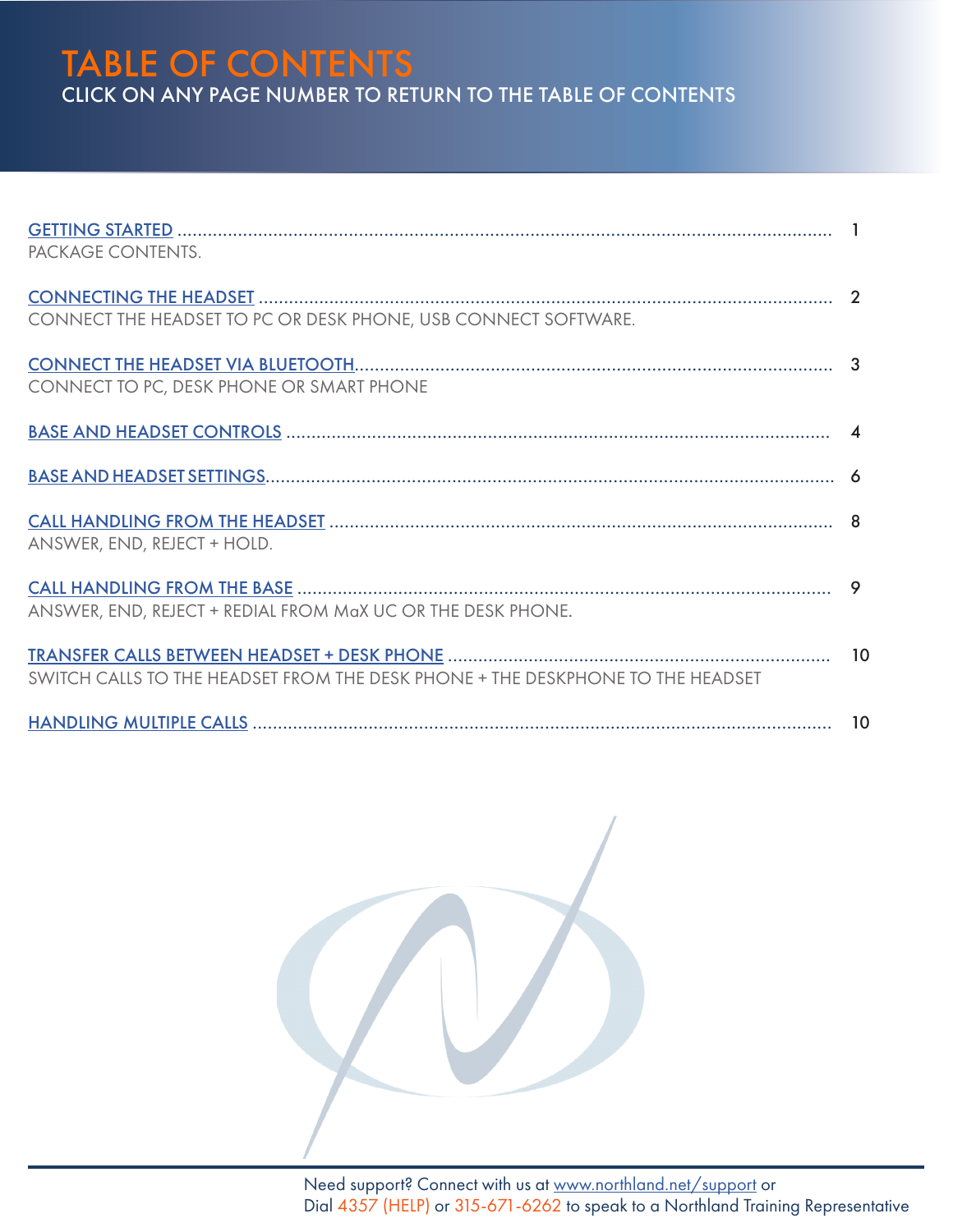# TABLE OF CONTENTS

CLICK ON ANY PAGE NUMBER TO RETURN TO THE TABLE OF CONTENTS

GETTING STARTED ............................................................ 1
PACKAGE CONTENTS.

CONNECTING THE HEADSET ............................................................ 2
CONNECT THE HEADSET TO PC OR DESK PHONE, USB CONNECT SOFTWARE.

CONNECT THE HEADSET VIA BLUETOOTH............................................................ 3
CONNECT TO PC, DESK PHONE OR SMART PHONE

BASE AND HEADSET CONTROLS ............................................................ 4

BASE AND HEADSET SETTINGS............................................................ 6

CALL HANDLING FROM THE HEADSET ............................................................ 8
ANSWER, END, REJECT + HOLD.

CALL HANDLING FROM THE BASE ............................................................ 9
ANSWER, END, REJECT + REDIAL FROM MaX UC OR THE DESK PHONE.

TRANSFER CALLS BETWEEN HEADSET + DESK PHONE ............................................................ 10
SWITCH CALLS TO THE HEADSET FROM THE DESK PHONE + THE DESKPHONE TO THE HEADSET

HANDLING MULTIPLE CALLS ............................................................ 10

Need support? Connect with us at www.northland.net/support or
Dial 4357 (HELP) or 315-671-6262 to speak to a Northland Training Representative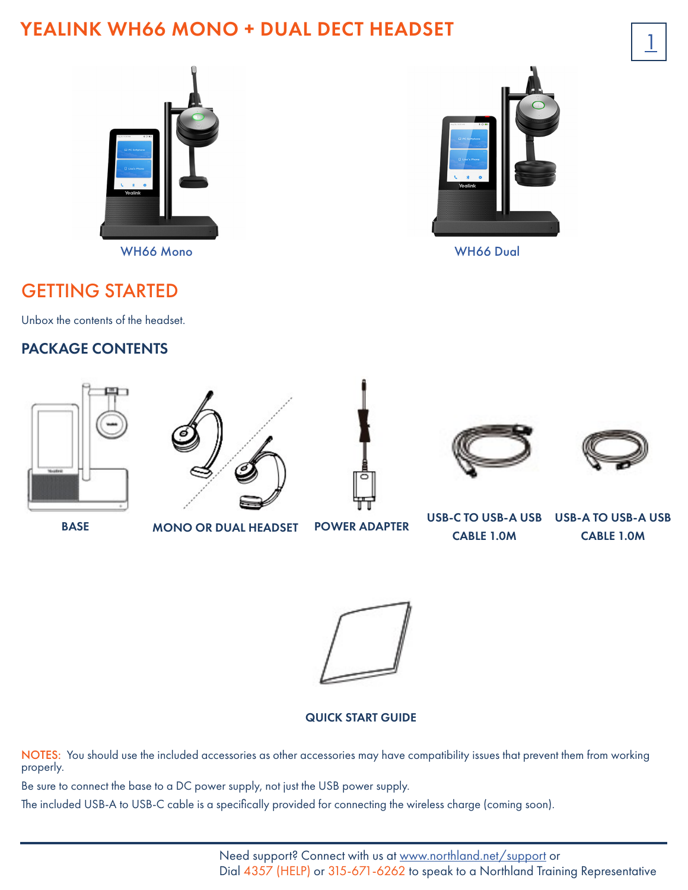# YEALINK WH66 MONO + DUAL DECT HEADSET

WH66 Mono

WH66 Dual

## GETTING STARTED

Unbox the contents of the headset.

### PACKAGE CONTENTS

BASE

MONO OR DUAL HEADSET

POWER ADAPTER

USB-C TO USB-A USB CABLE 1.0M

USB-A TO USB-A USB CABLE 1.0M

QUICK START GUIDE

NOTES: You should use the included accessories as other accessories may have compatibility issues that prevent them from working properly.

Be sure to connect the base to a DC power supply, not just the USB power supply.

The included USB-A to USB-C cable is a specifically provided for connecting the wireless charge (coming soon).

Need support? Connect with us at www.northland.net/support or
Dial 4357 (HELP) or 315-671-6262 to speak to a Northland Training Representative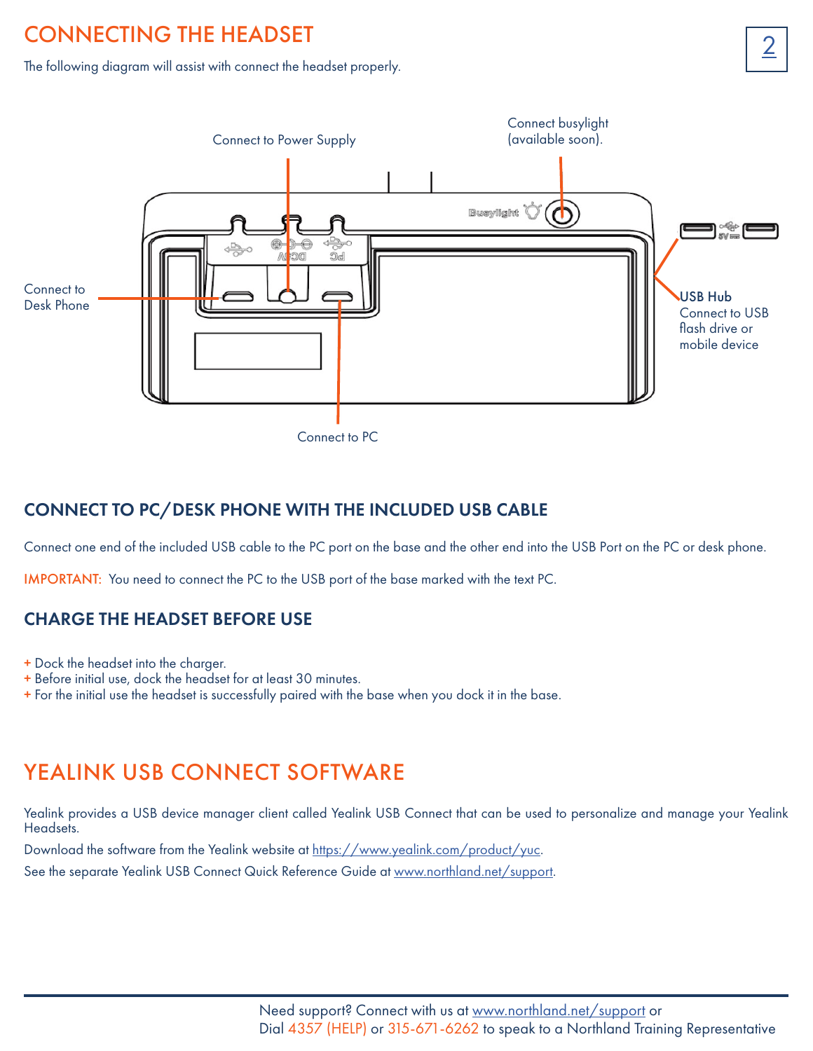# CONNECTING THE HEADSET

The following diagram will assist with connect the headset properly.

Connect to Power Supply

Connect busylight (available soon).

Connect to Desk Phone

USB Hub
Connect to USB flash drive or mobile device

Connect to PC

## CONNECT TO PC/DESK PHONE WITH THE INCLUDED USB CABLE

Connect one end of the included USB cable to the PC port on the base and the other end into the USB Port on the PC or desk phone.

IMPORTANT: You need to connect the PC to the USB port of the base marked with the text PC.

## CHARGE THE HEADSET BEFORE USE

- Dock the headset into the charger.
- Before initial use, dock the headset for at least 30 minutes.
- For the initial use the headset is successfully paired with the base when you dock it in the base.

# YEALINK USB CONNECT SOFTWARE

Yealink provides a USB device manager client called Yealink USB Connect that can be used to personalize and manage your Yealink Headsets.

Download the software from the Yealink website at https://www.yealink.com/product/yuc.

See the separate Yealink USB Connect Quick Reference Guide at www.northland.net/support.

Need support? Connect with us at www.northland.net/support or
Dial 4357 (HELP) or 315-671-6262 to speak to a Northland Training Representative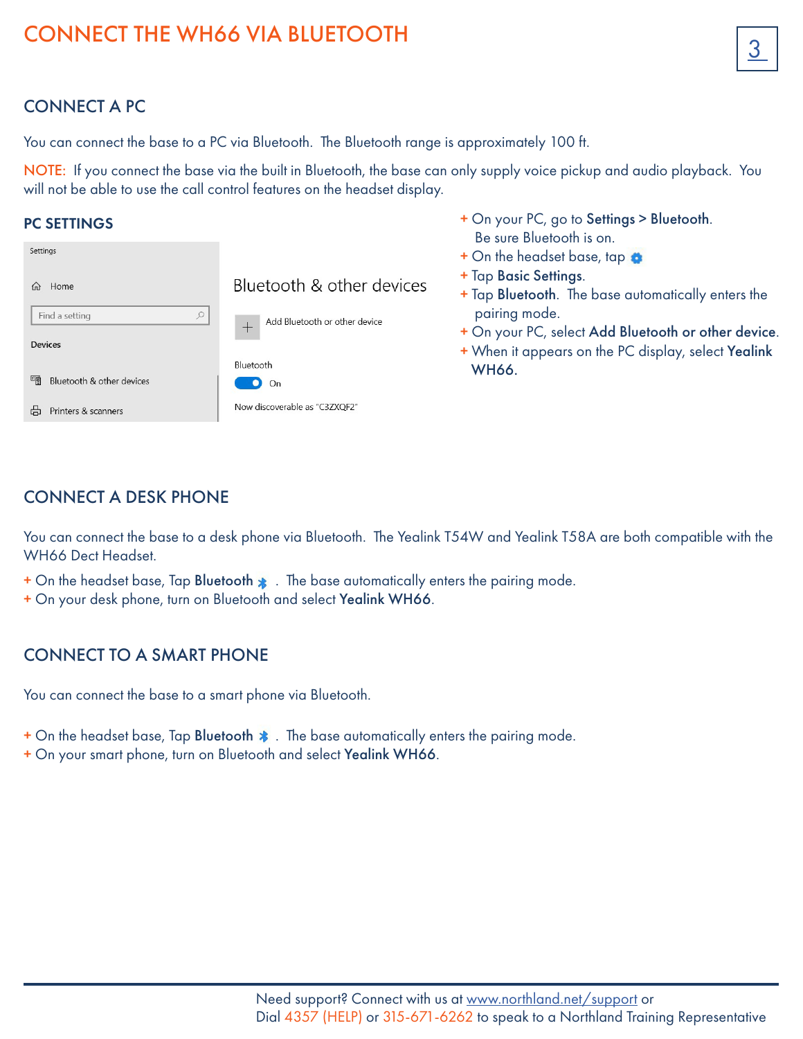# CONNECT THE WH66 VIA BLUETOOTH

## CONNECT A PC

You can connect the base to a PC via Bluetooth. The Bluetooth range is approximately 100 ft.

NOTE: If you connect the base via the built in Bluetooth, the base can only supply voice pickup and audio playback. You will not be able to use the call control features on the headset display.

### PC SETTINGS

Settings

Home

Find a setting

Devices

Bluetooth & other devices

Printers & scanners

Bluetooth & other devices

Add Bluetooth or other device

Bluetooth

On

Now discoverable as "C3ZXQF2"

- On your PC, go to **Settings > Bluetooth**. Be sure Bluetooth is on.
- On the headset base, tap
- Tap **Basic Settings**.
- Tap **Bluetooth**. The base automatically enters the pairing mode.
- On your PC, select **Add Bluetooth or other device**.
- When it appears on the PC display, select **Yealink WH66.**

## CONNECT A DESK PHONE

You can connect the base to a desk phone via Bluetooth. The Yealink T54W and Yealink T58A are both compatible with the WH66 Dect Headset.

- On the headset base, Tap **Bluetooth** . The base automatically enters the pairing mode.
- On your desk phone, turn on Bluetooth and select **Yealink WH66**.

## CONNECT TO A SMART PHONE

You can connect the base to a smart phone via Bluetooth.

- On the headset base, Tap **Bluetooth** . The base automatically enters the pairing mode.
- On your smart phone, turn on Bluetooth and select **Yealink WH66**.

Need support? Connect with us at www.northland.net/support or
Dial 4357 (HELP) or 315-671-6262 to speak to a Northland Training Representative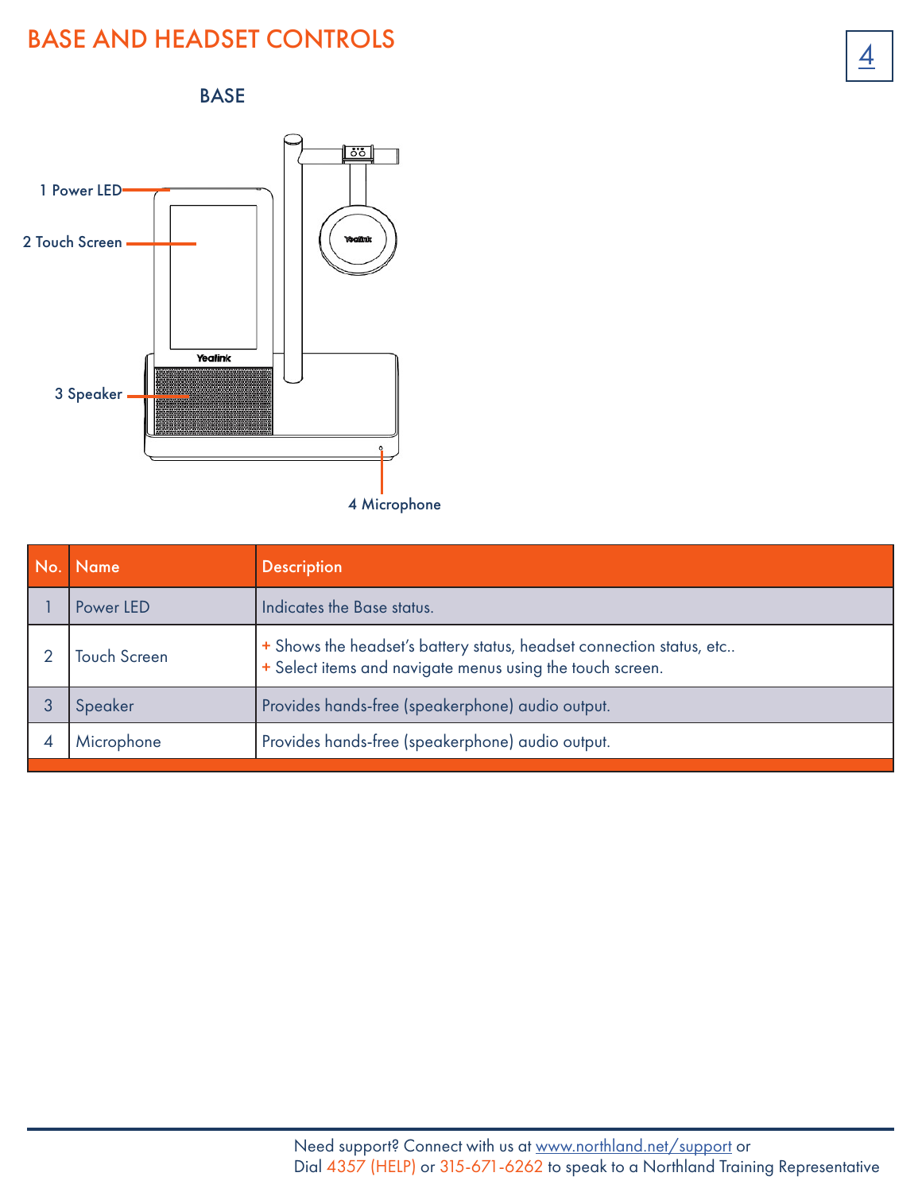# BASE AND HEADSET CONTROLS

## BASE

1 Power LED

2 Touch Screen

3 Speaker

4 Microphone

| No. | Name | Description |
|---|---|---|
| 1 | Power LED | Indicates the Base status. |
| 2 | Touch Screen | + Shows the headset's battery status, headset connection status, etc..<br>+ Select items and navigate menus using the touch screen. |
| 3 | Speaker | Provides hands-free (speakerphone) audio output. |
| 4 | Microphone | Provides hands-free (speakerphone) audio output. |

Need support? Connect with us at www.northland.net/support or
Dial 4357 (HELP) or 315-671-6262 to speak to a Northland Training Representative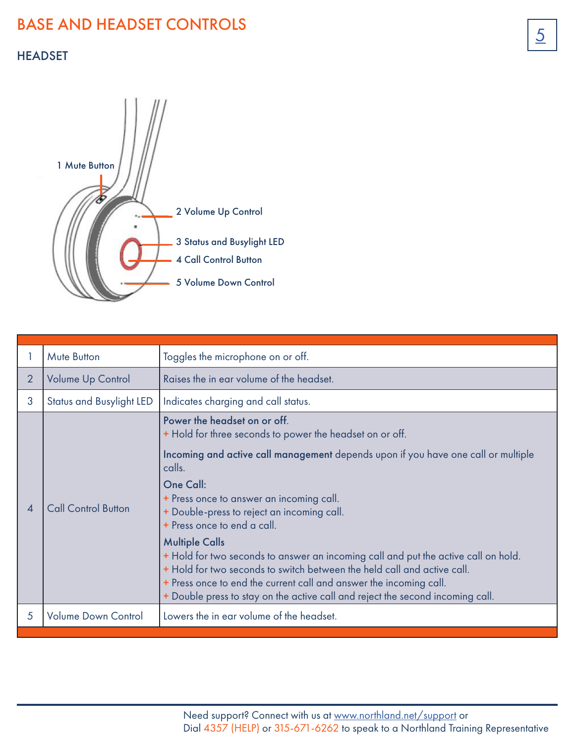# BASE AND HEADSET CONTROLS

## HEADSET

1 Mute Button

2 Volume Up Control

3 Status and Busylight LED

4 Call Control Button

5 Volume Down Control

| | | |
|---|---|---|
| 1 | Mute Button | Toggles the microphone on or off. |
| 2 | Volume Up Control | Raises the in ear volume of the headset. |
| 3 | Status and Busylight LED | Indicates charging and call status. |
| 4 | Call Control Button | **Power the headset on or off.**<br>+ Hold for three seconds to power the headset on or off.<br>**Incoming and active call management** depends upon if you have one call or multiple calls.<br>**One Call:**<br>+ Press once to answer an incoming call.<br>+ Double-press to reject an incoming call.<br>+ Press once to end a call.<br>**Multiple Calls**<br>+ Hold for two seconds to answer an incoming call and put the active call on hold.<br>+ Hold for two seconds to switch between the held call and active call.<br>+ Press once to end the current call and answer the incoming call.<br>+ Double press to stay on the active call and reject the second incoming call. |
| 5 | Volume Down Control | Lowers the in ear volume of the headset. |

Need support? Connect with us at www.northland.net/support or
Dial 4357 (HELP) or 315-671-6262 to speak to a Northland Training Representative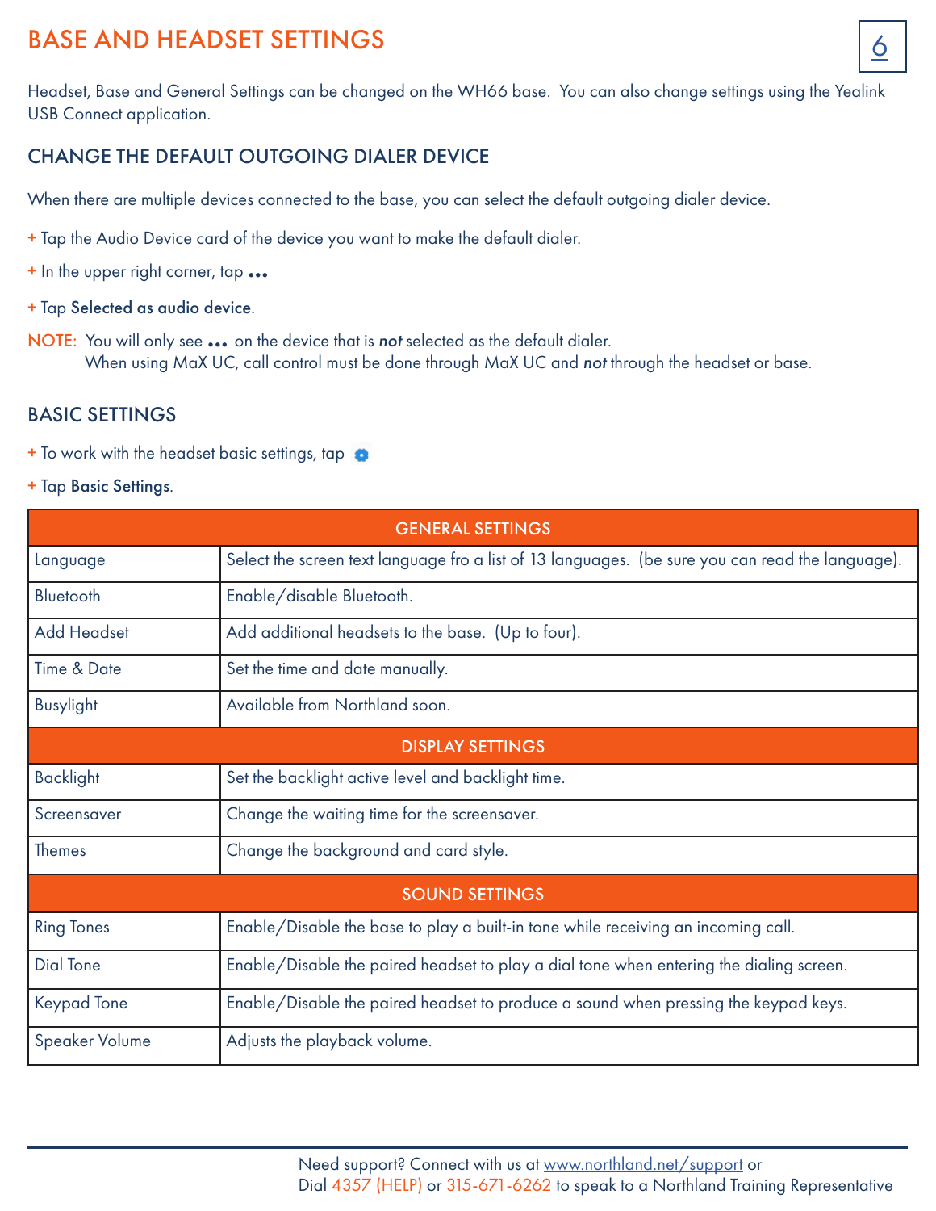# BASE AND HEADSET SETTINGS

Headset, Base and General Settings can be changed on the WH66 base. You can also change settings using the Yealink USB Connect application.

## CHANGE THE DEFAULT OUTGOING DIALER DEVICE

When there are multiple devices connected to the base, you can select the default outgoing dialer device.

+ Tap the Audio Device card of the device you want to make the default dialer.
+ In the upper right corner, tap •••
+ Tap **Selected as audio device**.

NOTE: You will only see ••• on the device that is ***not*** selected as the default dialer.
When using MaX UC, call control must be done through MaX UC and ***not*** through the headset or base.

## BASIC SETTINGS

+ To work with the headset basic settings, tap ⚙
+ Tap **Basic Settings**.

| GENERAL SETTINGS | |
|---|---|
| Language | Select the screen text language fro a list of 13 languages. (be sure you can read the language). |
| Bluetooth | Enable/disable Bluetooth. |
| Add Headset | Add additional headsets to the base. (Up to four). |
| Time & Date | Set the time and date manually. |
| Busylight | Available from Northland soon. |
| **DISPLAY SETTINGS** | |
| Backlight | Set the backlight active level and backlight time. |
| Screensaver | Change the waiting time for the screensaver. |
| Themes | Change the background and card style. |
| **SOUND SETTINGS** | |
| Ring Tones | Enable/Disable the base to play a built-in tone while receiving an incoming call. |
| Dial Tone | Enable/Disable the paired headset to play a dial tone when entering the dialing screen. |
| Keypad Tone | Enable/Disable the paired headset to produce a sound when pressing the keypad keys. |
| Speaker Volume | Adjusts the playback volume. |

Need support? Connect with us at www.northland.net/support or
Dial 4357 (HELP) or 315-671-6262 to speak to a Northland Training Representative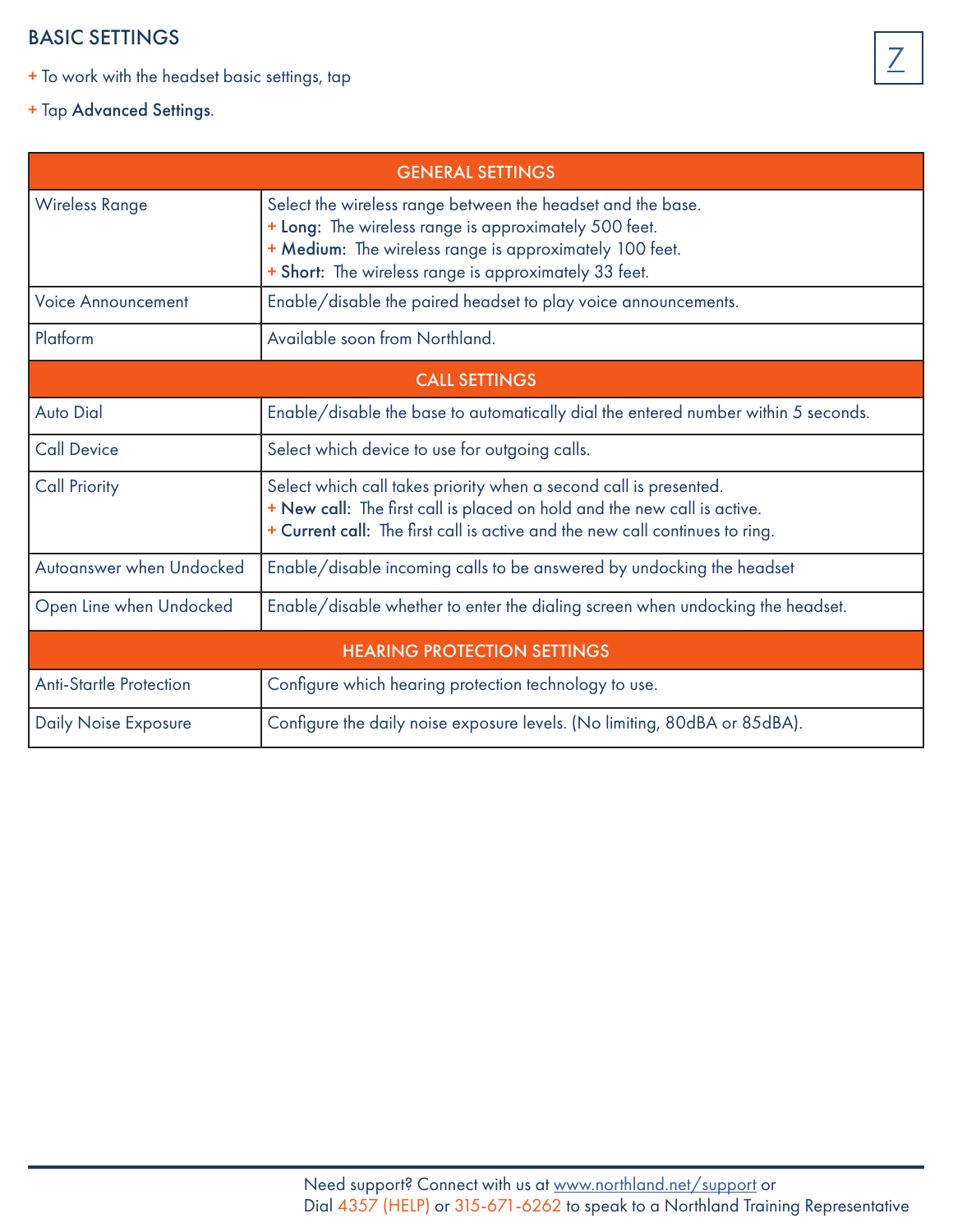## BASIC SETTINGS

+ To work with the headset basic settings, tap
+ Tap **Advanced Settings**.

| GENERAL SETTINGS | |
|---|---|
| Wireless Range | Select the wireless range between the headset and the base.<br>+ **Long:** The wireless range is approximately 500 feet.<br>+ **Medium:** The wireless range is approximately 100 feet.<br>+ **Short:** The wireless range is approximately 33 feet. |
| Voice Announcement | Enable/disable the paired headset to play voice announcements. |
| Platform | Available soon from Northland. |
| **CALL SETTINGS** | |
| Auto Dial | Enable/disable the base to automatically dial the entered number within 5 seconds. |
| Call Device | Select which device to use for outgoing calls. |
| Call Priority | Select which call takes priority when a second call is presented.<br>+ **New call:** The first call is placed on hold and the new call is active.<br>+ **Current call:** The first call is active and the new call continues to ring. |
| Autoanswer when Undocked | Enable/disable incoming calls to be answered by undocking the headset |
| Open Line when Undocked | Enable/disable whether to enter the dialing screen when undocking the headset. |
| **HEARING PROTECTION SETTINGS** | |
| Anti-Startle Protection | Configure which hearing protection technology to use. |
| Daily Noise Exposure | Configure the daily noise exposure levels. (No limiting, 80dBA or 85dBA). |

Need support? Connect with us at www.northland.net/support or
Dial 4357 (HELP) or 315-671-6262 to speak to a Northland Training Representative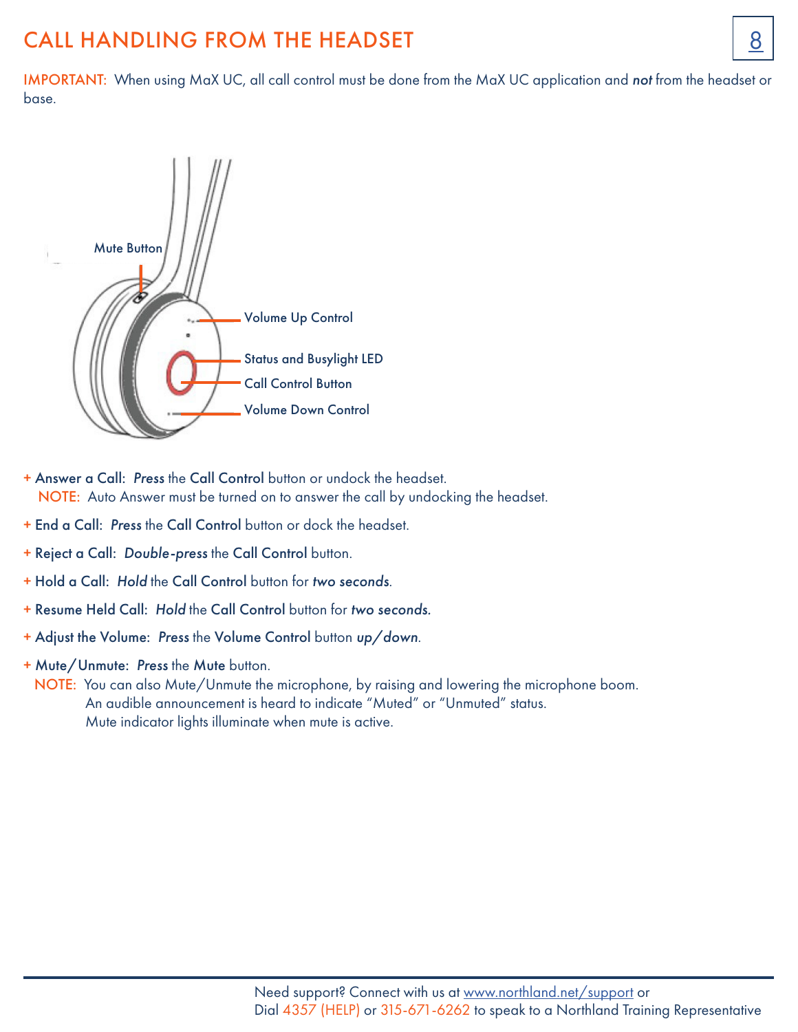# CALL HANDLING FROM THE HEADSET

IMPORTANT: When using MaX UC, all call control must be done from the MaX UC application and ***not*** from the headset or base.

Mute Button

Volume Up Control

Status and Busylight LED

Call Control Button

Volume Down Control

- **Answer a Call:** ***Press*** the **Call Control** button or undock the headset.
  NOTE: Auto Answer must be turned on to answer the call by undocking the headset.
- **End a Call:** ***Press*** the **Call Control** button or dock the headset.
- **Reject a Call:** ***Double-press*** the **Call Control** button.
- **Hold a Call:** ***Hold*** the **Call Control** button for ***two seconds***.
- **Resume Held Call:** ***Hold*** the **Call Control** button for ***two seconds.***
- **Adjust the Volume:** ***Press*** the **Volume Control** button ***up/down***.
- **Mute/Unmute:** ***Press*** the **Mute** button.
  NOTE: You can also Mute/Unmute the microphone, by raising and lowering the microphone boom.
  An audible announcement is heard to indicate "Muted" or "Unmuted" status.
  Mute indicator lights illuminate when mute is active.

Need support? Connect with us at [www.northland.net/support](http://www.northland.net/support) or
Dial 4357 (HELP) or 315-671-6262 to speak to a Northland Training Representative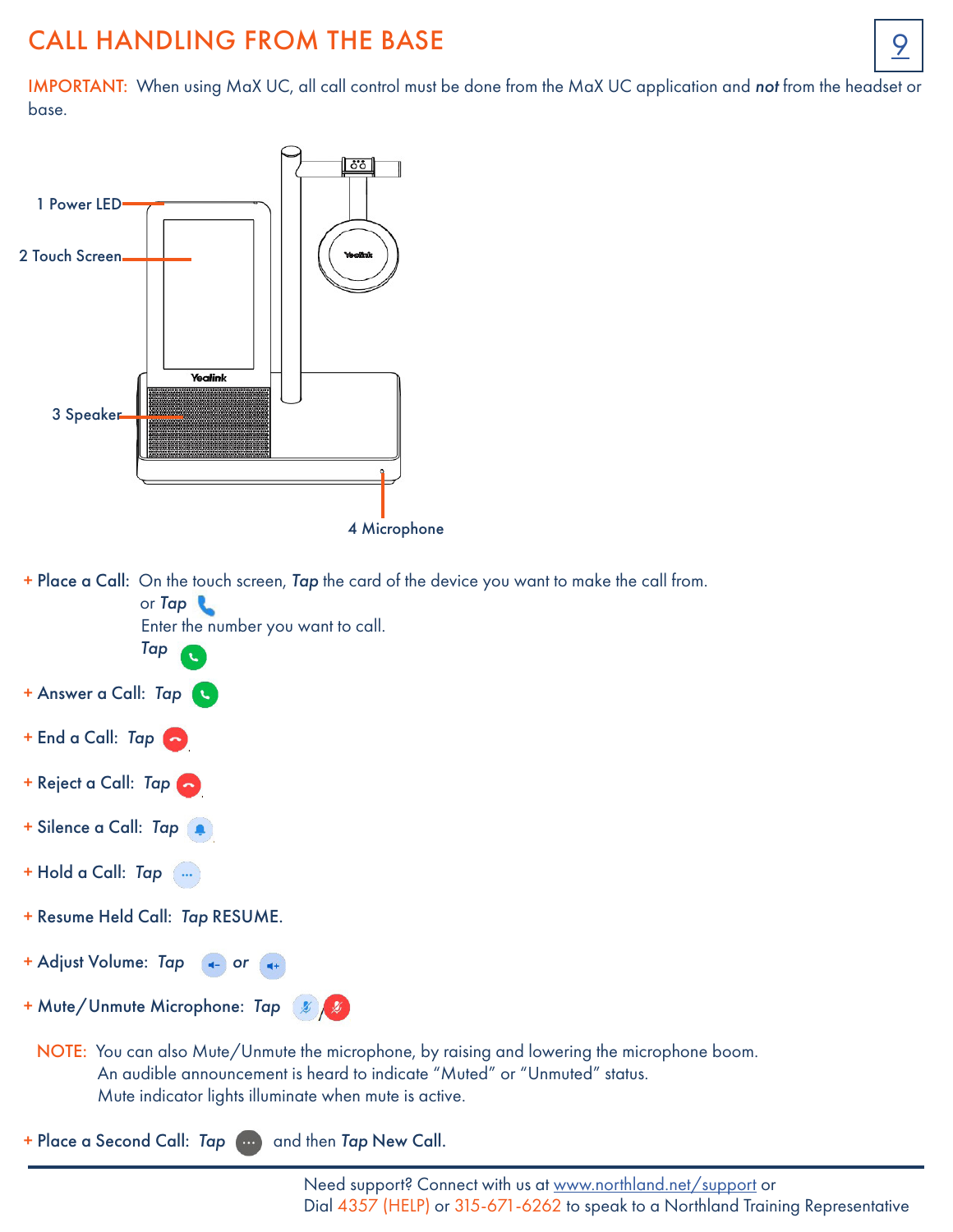# CALL HANDLING FROM THE BASE

IMPORTANT: When using MaX UC, all call control must be done from the MaX UC application and ***not*** from the headset or base.

1 Power LED

2 Touch Screen

3 Speaker

4 Microphone

+ **Place a Call:** On the touch screen, ***Tap*** the card of the device you want to make the call from.
  or ***Tap***
  Enter the number you want to call.
  ***Tap***

+ **Answer a Call:** ***Tap***

+ **End a Call:** ***Tap***

+ **Reject a Call:** ***Tap***

+ **Silence a Call:** ***Tap***

+ **Hold a Call:** ***Tap***

+ **Resume Held Call:** ***Tap*** RESUME.

+ **Adjust Volume:** ***Tap*** ***or***

+ **Mute/Unmute Microphone:** ***Tap*** /

NOTE: You can also Mute/Unmute the microphone, by raising and lowering the microphone boom.
An audible announcement is heard to indicate "Muted" or "Unmuted" status.
Mute indicator lights illuminate when mute is active.

+ **Place a Second Call:** ***Tap*** and then ***Tap*** **New Call**.

Need support? Connect with us at www.northland.net/support or
Dial 4357 (HELP) or 315-671-6262 to speak to a Northland Training Representative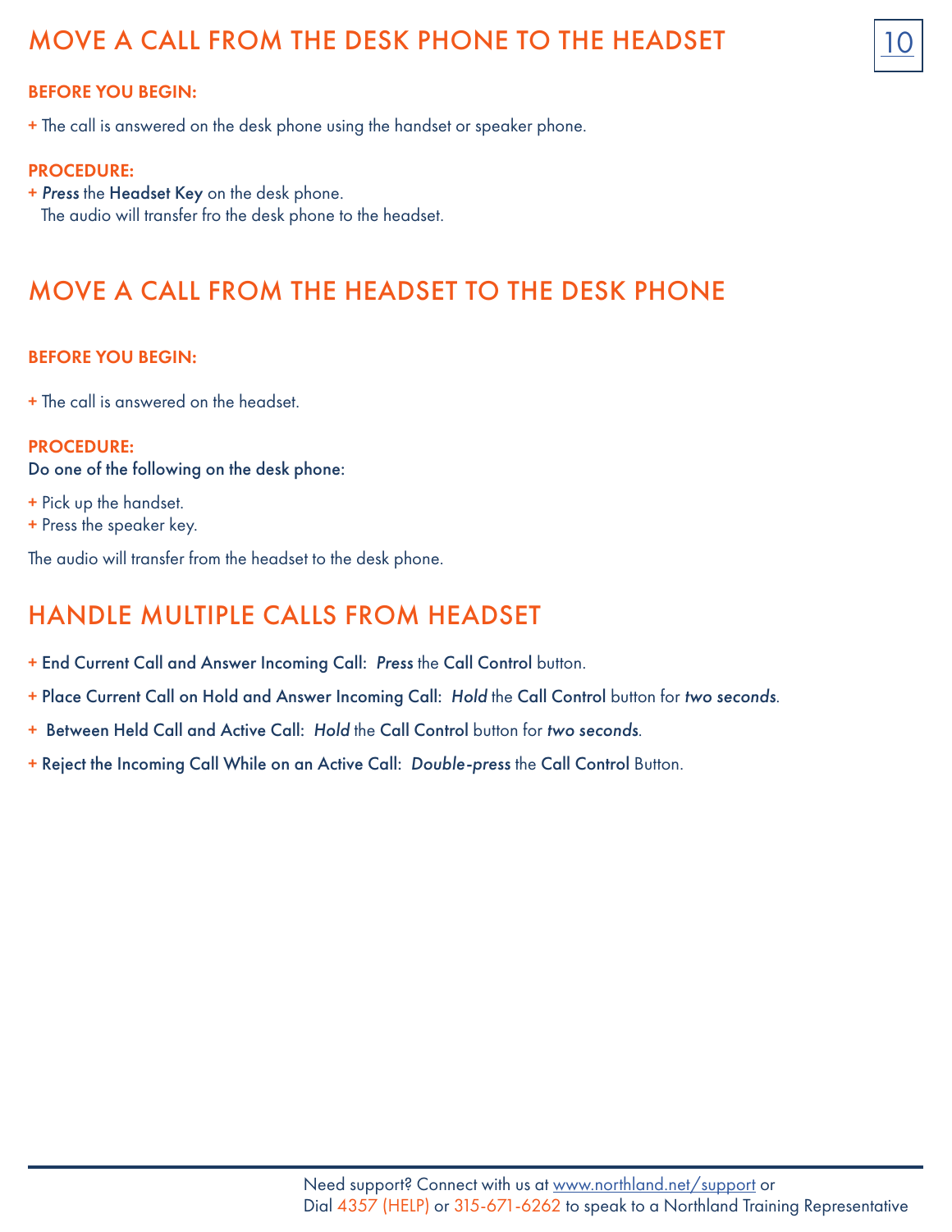## MOVE A CALL FROM THE DESK PHONE TO THE HEADSET

**BEFORE YOU BEGIN:**

+ The call is answered on the desk phone using the handset or speaker phone.

**PROCEDURE:**

+ ***Press*** the **Headset Key** on the desk phone.
  The audio will transfer fro the desk phone to the headset.

## MOVE A CALL FROM THE HEADSET TO THE DESK PHONE

**BEFORE YOU BEGIN:**

+ The call is answered on the headset.

**PROCEDURE:**

**Do one of the following on the desk phone:**

+ Pick up the handset.
+ Press the speaker key.

The audio will transfer from the headset to the desk phone.

## HANDLE MULTIPLE CALLS FROM HEADSET

+ **End Current Call and Answer Incoming Call:** ***Press*** the **Call Control** button.
+ **Place Current Call on Hold and Answer Incoming Call:** ***Hold*** the **Call Control** button for ***two seconds***.
+ **Between Held Call and Active Call:** ***Hold*** the **Call Control** button for ***two seconds***.
+ **Reject the Incoming Call While on an Active Call:** ***Double-press*** the **Call Control** Button.

Need support? Connect with us at www.northland.net/support or
Dial 4357 (HELP) or 315-671-6262 to speak to a Northland Training Representative